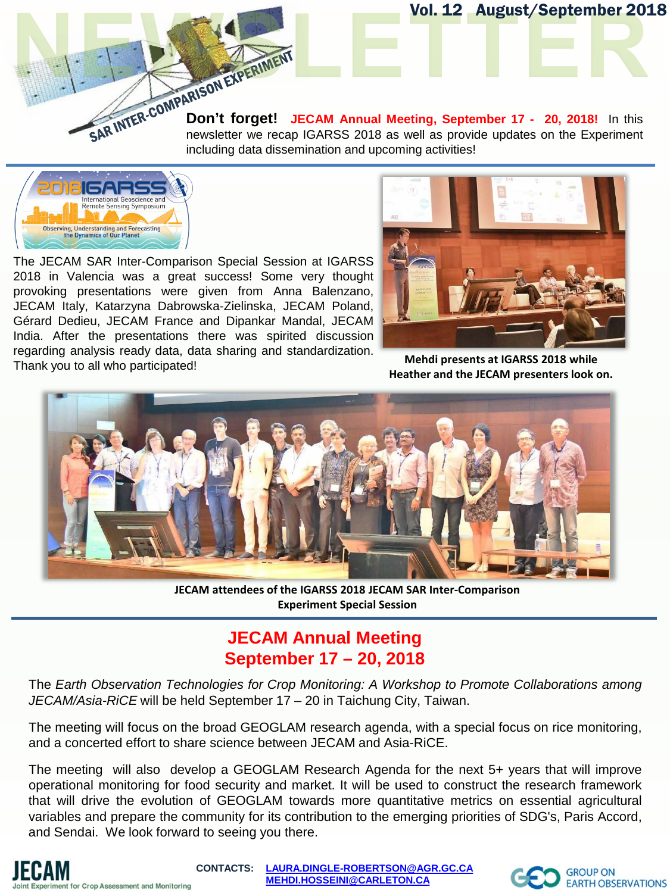# NEWSLETTER

## SAR INTER-COMPARISON EXPERIMENT

Vol. 12 August/September 2018

**Don't forget!** **JECAM Annual Meeting, September 17 - 20, 2018!** In this newsletter we recap IGARSS 2018 as well as provide updates on the Experiment including data dissemination and upcoming activities!

2018 IGARSS International Geoscience and Remote Sensing Symposium — Observing, Understanding and Forecasting the Dynamics of Our Planet

The JECAM SAR Inter-Comparison Special Session at IGARSS 2018 in Valencia was a great success! Some very thought provoking presentations were given from Anna Balenzano, JECAM Italy, Katarzyna Dabrowska-Zielinska, JECAM Poland, Gérard Dedieu, JECAM France and Dipankar Mandal, JECAM India. After the presentations there was spirited discussion regarding analysis ready data, data sharing and standardization. Thank you to all who participated!

**Mehdi presents at IGARSS 2018 while Heather and the JECAM presenters look on.**

**JECAM attendees of the IGARSS 2018 JECAM SAR Inter-Comparison Experiment Special Session**

## JECAM Annual Meeting September 17 – 20, 2018

The *Earth Observation Technologies for Crop Monitoring: A Workshop to Promote Collaborations among JECAM/Asia-RiCE* will be held September 17 – 20 in Taichung City, Taiwan.

The meeting will focus on the broad GEOGLAM research agenda, with a special focus on rice monitoring, and a concerted effort to share science between JECAM and Asia-RiCE.

The meeting will also develop a GEOGLAM Research Agenda for the next 5+ years that will improve operational monitoring for food security and market. It will be used to construct the research framework that will drive the evolution of GEOGLAM towards more quantitative metrics on essential agricultural variables and prepare the community for its contribution to the emerging priorities of SDG's, Paris Accord, and Sendai. We look forward to seeing you there.

JECAM Joint Experiment for Crop Assessment and Monitoring

CONTACTS: LAURA.DINGLE-ROBERTSON@AGR.GC.CA MEHDI.HOSSEINI@CARLETON.CA

GEO GROUP ON EARTH OBSERVATIONS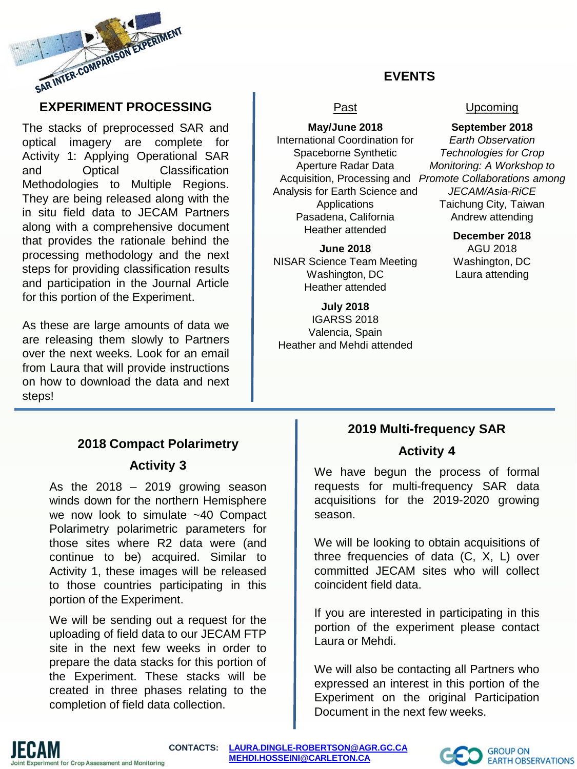## EXPERIMENT PROCESSING

The stacks of preprocessed SAR and optical imagery are complete for Activity 1: Applying Operational SAR and Optical Classification Methodologies to Multiple Regions. They are being released along with the in situ field data to JECAM Partners along with a comprehensive document that provides the rationale behind the processing methodology and the next steps for providing classification results and participation in the Journal Article for this portion of the Experiment.

As these are large amounts of data we are releasing them slowly to Partners over the next weeks. Look for an email from Laura that will provide instructions on how to download the data and next steps!

## EVENTS

### Past

**May/June 2018**
International Coordination for Spaceborne Synthetic Aperture Radar Data Acquisition, Processing and Analysis for Earth Science and Applications
Pasadena, California
Heather attended

**June 2018**
NISAR Science Team Meeting
Washington, DC
Heather attended

**July 2018**
IGARSS 2018
Valencia, Spain
Heather and Mehdi attended

### Upcoming

**September 2018**
*Earth Observation Technologies for Crop Monitoring: A Workshop to Promote Collaborations among JECAM/Asia-RiCE*
Taichung City, Taiwan
Andrew attending

**December 2018**
AGU 2018
Washington, DC
Laura attending

## 2018 Compact Polarimetry Activity 3

As the 2018 – 2019 growing season winds down for the northern Hemisphere we now look to simulate ~40 Compact Polarimetry polarimetric parameters for those sites where R2 data were (and continue to be) acquired. Similar to Activity 1, these images will be released to those countries participating in this portion of the Experiment.

We will be sending out a request for the uploading of field data to our JECAM FTP site in the next few weeks in order to prepare the data stacks for this portion of the Experiment. These stacks will be created in three phases relating to the completion of field data collection.

## 2019 Multi-frequency SAR Activity 4

We have begun the process of formal requests for multi-frequency SAR data acquisitions for the 2019-2020 growing season.

We will be looking to obtain acquisitions of three frequencies of data (C, X, L) over committed JECAM sites who will collect coincident field data.

If you are interested in participating in this portion of the experiment please contact Laura or Mehdi.

We will also be contacting all Partners who expressed an interest in this portion of the Experiment on the original Participation Document in the next few weeks.

CONTACTS: LAURA.DINGLE-ROBERTSON@AGR.GC.CA
MEHDI.HOSSEINI@CARLETON.CA